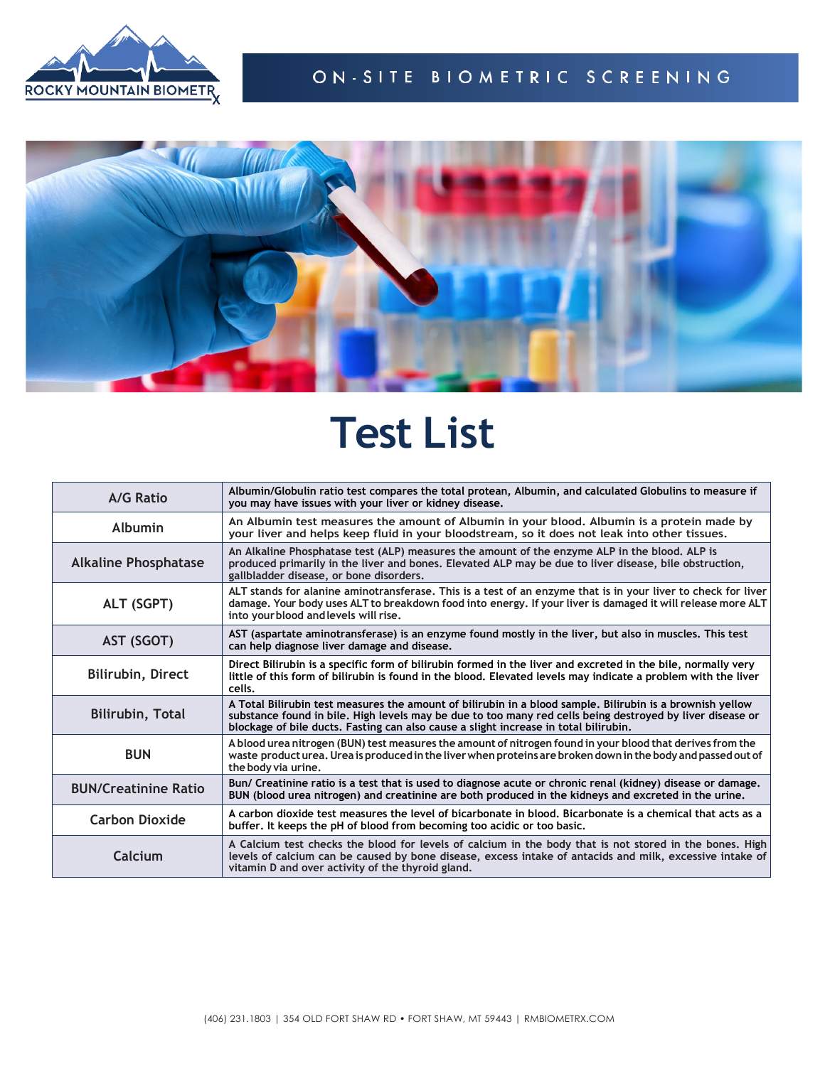ROCKY MOUNTAIN BIOMETRX

ON-SITE BIOMETRIC SCREENING

# Test List

| Test | Description |
|---|---|
| A/G Ratio | Albumin/Globulin ratio test compares the total protean, Albumin, and calculated Globulins to measure if you may have issues with your liver or kidney disease. |
| Albumin | An Albumin test measures the amount of Albumin in your blood. Albumin is a protein made by your liver and helps keep fluid in your bloodstream, so it does not leak into other tissues. |
| Alkaline Phosphatase | An Alkaline Phosphatase test (ALP) measures the amount of the enzyme ALP in the blood. ALP is produced primarily in the liver and bones. Elevated ALP may be due to liver disease, bile obstruction, gallbladder disease, or bone disorders. |
| ALT (SGPT) | ALT stands for alanine aminotransferase. This is a test of an enzyme that is in your liver to check for liver damage. Your body uses ALT to breakdown food into energy. If your liver is damaged it will release more ALT into your blood and levels will rise. |
| AST (SGOT) | AST (aspartate aminotransferase) is an enzyme found mostly in the liver, but also in muscles. This test can help diagnose liver damage and disease. |
| Bilirubin, Direct | Direct Bilirubin is a specific form of bilirubin formed in the liver and excreted in the bile, normally very little of this form of bilirubin is found in the blood. Elevated levels may indicate a problem with the liver cells. |
| Bilirubin, Total | A Total Bilirubin test measures the amount of bilirubin in a blood sample. Bilirubin is a brownish yellow substance found in bile. High levels may be due to too many red cells being destroyed by liver disease or blockage of bile ducts. Fasting can also cause a slight increase in total bilirubin. |
| BUN | A blood urea nitrogen (BUN) test measures the amount of nitrogen found in your blood that derives from the waste product urea. Urea is produced in the liver when proteins are broken down in the body and passed out of the body via urine. |
| BUN/Creatinine Ratio | Bun/ Creatinine ratio is a test that is used to diagnose acute or chronic renal (kidney) disease or damage. BUN (blood urea nitrogen) and creatinine are both produced in the kidneys and excreted in the urine. |
| Carbon Dioxide | A carbon dioxide test measures the level of bicarbonate in blood. Bicarbonate is a chemical that acts as a buffer. It keeps the pH of blood from becoming too acidic or too basic. |
| Calcium | A Calcium test checks the blood for levels of calcium in the body that is not stored in the bones. High levels of calcium can be caused by bone disease, excess intake of antacids and milk, excessive intake of vitamin D and over activity of the thyroid gland. |

(406) 231.1803 | 354 OLD FORT SHAW RD • FORT SHAW, MT 59443 | RMBIOMETRX.COM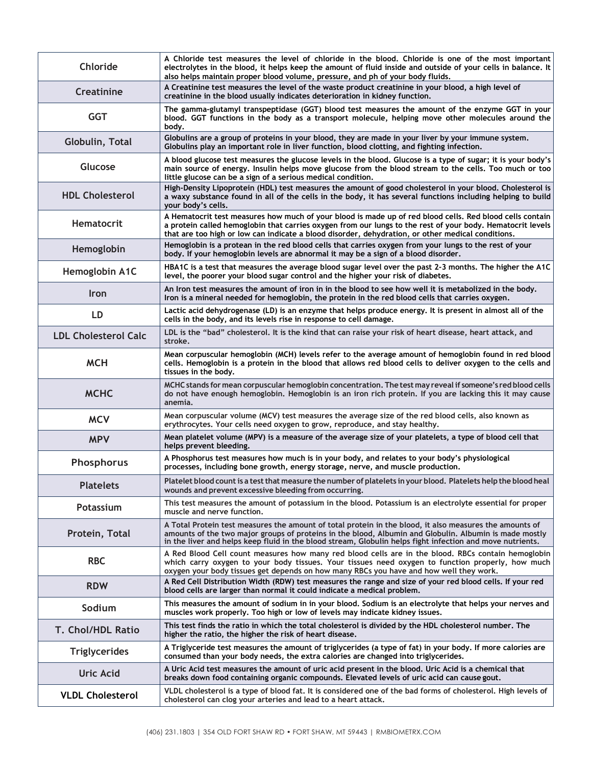| | |
|---|---|
| Chloride | A Chloride test measures the level of chloride in the blood. Chloride is one of the most important electrolytes in the blood, it helps keep the amount of fluid inside and outside of your cells in balance. It also helps maintain proper blood volume, pressure, and ph of your body fluids. |
| Creatinine | A Creatinine test measures the level of the waste product creatinine in your blood, a high level of creatinine in the blood usually indicates deterioration in kidney function. |
| GGT | The gamma-glutamyl transpeptidase (GGT) blood test measures the amount of the enzyme GGT in your blood. GGT functions in the body as a transport molecule, helping move other molecules around the body. |
| Globulin, Total | Globulins are a group of proteins in your blood, they are made in your liver by your immune system. Globulins play an important role in liver function, blood clotting, and fighting infection. |
| Glucose | A blood glucose test measures the glucose levels in the blood. Glucose is a type of sugar; it is your body's main source of energy. Insulin helps move glucose from the blood stream to the cells. Too much or too little glucose can be a sign of a serious medical condition. |
| HDL Cholesterol | High-Density Lipoprotein (HDL) test measures the amount of good cholesterol in your blood. Cholesterol is a waxy substance found in all of the cells in the body, it has several functions including helping to build your body's cells. |
| Hematocrit | A Hematocrit test measures how much of your blood is made up of red blood cells. Red blood cells contain a protein called hemoglobin that carries oxygen from our lungs to the rest of your body. Hematocrit levels that are too high or low can indicate a blood disorder, dehydration, or other medical conditions. |
| Hemoglobin | Hemoglobin is a protean in the red blood cells that carries oxygen from your lungs to the rest of your body. If your hemoglobin levels are abnormal it may be a sign of a blood disorder. |
| Hemoglobin A1C | HBA1C is a test that measures the average blood sugar level over the past 2-3 months. The higher the A1C level, the poorer your blood sugar control and the higher your risk of diabetes. |
| Iron | An Iron test measures the amount of iron in in the blood to see how well it is metabolized in the body. Iron is a mineral needed for hemoglobin, the protein in the red blood cells that carries oxygen. |
| LD | Lactic acid dehydrogenase (LD) is an enzyme that helps produce energy. It is present in almost all of the cells in the body, and its levels rise in response to cell damage. |
| LDL Cholesterol Calc | LDL is the "bad" cholesterol. It is the kind that can raise your risk of heart disease, heart attack, and stroke. |
| MCH | Mean corpuscular hemoglobin (MCH) levels refer to the average amount of hemoglobin found in red blood cells. Hemoglobin is a protein in the blood that allows red blood cells to deliver oxygen to the cells and tissues in the body. |
| MCHC | MCHC stands for mean corpuscular hemoglobin concentration. The test may reveal if someone's red blood cells do not have enough hemoglobin. Hemoglobin is an iron rich protein. If you are lacking this it may cause anemia. |
| MCV | Mean corpuscular volume (MCV) test measures the average size of the red blood cells, also known as erythrocytes. Your cells need oxygen to grow, reproduce, and stay healthy. |
| MPV | Mean platelet volume (MPV) is a measure of the average size of your platelets, a type of blood cell that helps prevent bleeding. |
| Phosphorus | A Phosphorus test measures how much is in your body, and relates to your body's physiological processes, including bone growth, energy storage, nerve, and muscle production. |
| Platelets | Platelet blood count is a test that measure the number of platelets in your blood. Platelets help the blood heal wounds and prevent excessive bleeding from occurring. |
| Potassium | This test measures the amount of potassium in the blood. Potassium is an electrolyte essential for proper muscle and nerve function. |
| Protein, Total | A Total Protein test measures the amount of total protein in the blood, it also measures the amounts of amounts of the two major groups of proteins in the blood, Albumin and Globulin. Albumin is made mostly in the liver and helps keep fluid in the blood stream, Globulin helps fight infection and move nutrients. |
| RBC | A Red Blood Cell count measures how many red blood cells are in the blood. RBCs contain hemoglobin which carry oxygen to your body tissues. Your tissues need oxygen to function properly, how much oxygen your body tissues get depends on how many RBCs you have and how well they work. |
| RDW | A Red Cell Distribution Width (RDW) test measures the range and size of your red blood cells. If your red blood cells are larger than normal it could indicate a medical problem. |
| Sodium | This measures the amount of sodium in in your blood. Sodium is an electrolyte that helps your nerves and muscles work properly. Too high or low of levels may indicate kidney issues. |
| T. Chol/HDL Ratio | This test finds the ratio in which the total cholesterol is divided by the HDL cholesterol number. The higher the ratio, the higher the risk of heart disease. |
| Triglycerides | A Triglyceride test measures the amount of triglycerides (a type of fat) in your body. If more calories are consumed than your body needs, the extra calories are changed into triglycerides. |
| Uric Acid | A Uric Acid test measures the amount of uric acid present in the blood. Uric Acid is a chemical that breaks down food containing organic compounds. Elevated levels of uric acid can cause gout. |
| VLDL Cholesterol | VLDL cholesterol is a type of blood fat. It is considered one of the bad forms of cholesterol. High levels of cholesterol can clog your arteries and lead to a heart attack. |

(406) 231.1803 | 354 OLD FORT SHAW RD • FORT SHAW, MT 59443 | RMBIOMETRX.COM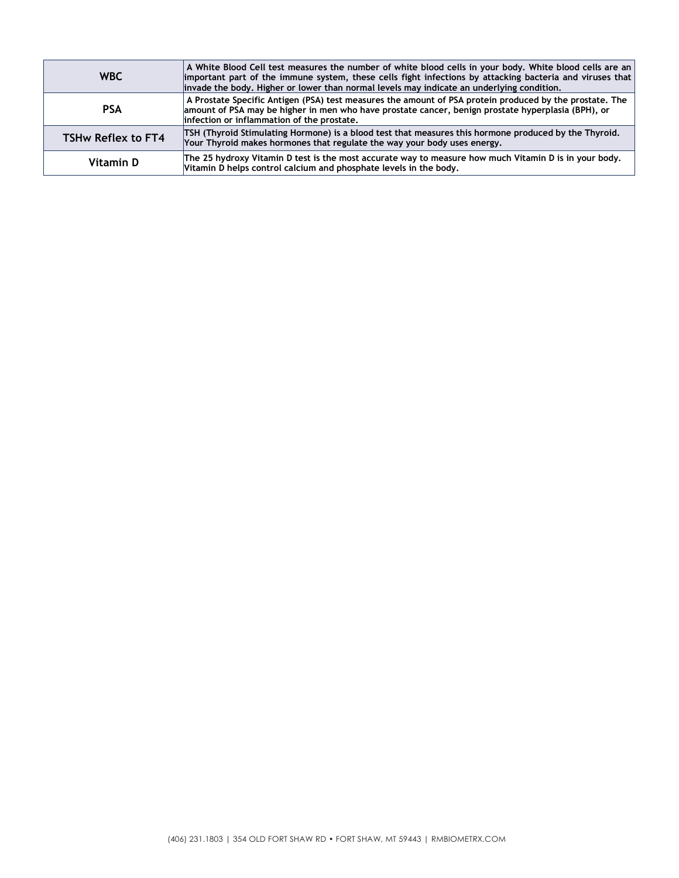| | |
|---|---|
| **WBC** | **A White Blood Cell test measures the number of white blood cells in your body. White blood cells are an important part of the immune system, these cells fight infections by attacking bacteria and viruses that invade the body. Higher or lower than normal levels may indicate an underlying condition.** |
| **PSA** | **A Prostate Specific Antigen (PSA) test measures the amount of PSA protein produced by the prostate. The amount of PSA may be higher in men who have prostate cancer, benign prostate hyperplasia (BPH), or infection or inflammation of the prostate.** |
| **TSHw Reflex to FT4** | **TSH (Thyroid Stimulating Hormone) is a blood test that measures this hormone produced by the Thyroid. Your Thyroid makes hormones that regulate the way your body uses energy.** |
| **Vitamin D** | **The 25 hydroxy Vitamin D test is the most accurate way to measure how much Vitamin D is in your body. Vitamin D helps control calcium and phosphate levels in the body.** |